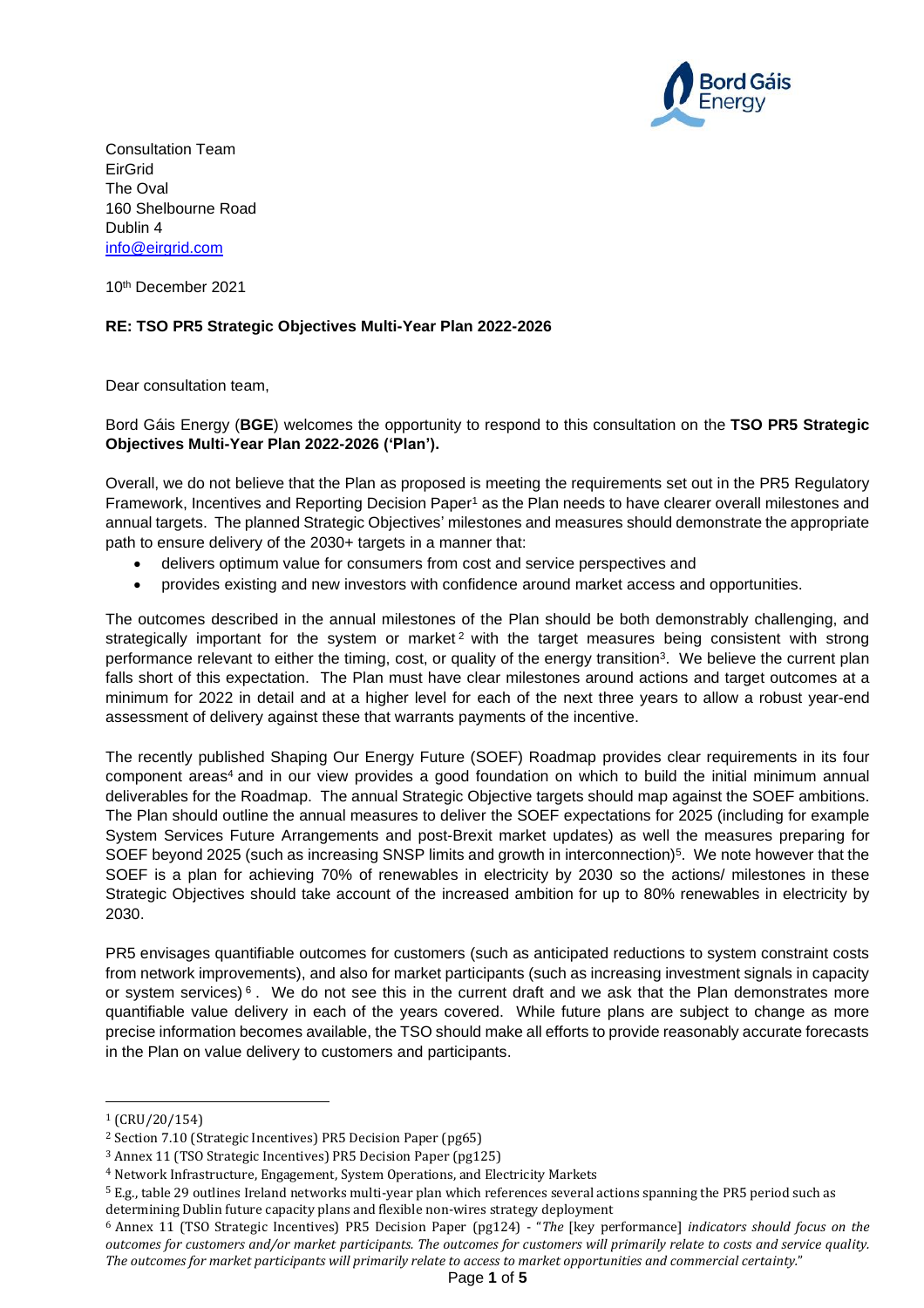Consultation Team
EirGrid
The Oval
160 Shelbourne Road
Dublin 4
info@eirgrid.com

10th December 2021

**RE: TSO PR5 Strategic Objectives Multi-Year Plan 2022-2026**

Dear consultation team,

Bord Gáis Energy (**BGE**) welcomes the opportunity to respond to this consultation on the **TSO PR5 Strategic Objectives Multi-Year Plan 2022-2026 ('Plan').**

Overall, we do not believe that the Plan as proposed is meeting the requirements set out in the PR5 Regulatory Framework, Incentives and Reporting Decision Paper[1] as the Plan needs to have clearer overall milestones and annual targets. The planned Strategic Objectives' milestones and measures should demonstrate the appropriate path to ensure delivery of the 2030+ targets in a manner that:

- delivers optimum value for consumers from cost and service perspectives and
- provides existing and new investors with confidence around market access and opportunities.

The outcomes described in the annual milestones of the Plan should be both demonstrably challenging, and strategically important for the system or market[2] with the target measures being consistent with strong performance relevant to either the timing, cost, or quality of the energy transition[3]. We believe the current plan falls short of this expectation. The Plan must have clear milestones around actions and target outcomes at a minimum for 2022 in detail and at a higher level for each of the next three years to allow a robust year-end assessment of delivery against these that warrants payments of the incentive.

The recently published Shaping Our Energy Future (SOEF) Roadmap provides clear requirements in its four component areas[4] and in our view provides a good foundation on which to build the initial minimum annual deliverables for the Roadmap. The annual Strategic Objective targets should map against the SOEF ambitions. The Plan should outline the annual measures to deliver the SOEF expectations for 2025 (including for example System Services Future Arrangements and post-Brexit market updates) as well the measures preparing for SOEF beyond 2025 (such as increasing SNSP limits and growth in interconnection)[5]. We note however that the SOEF is a plan for achieving 70% of renewables in electricity by 2030 so the actions/ milestones in these Strategic Objectives should take account of the increased ambition for up to 80% renewables in electricity by 2030.

PR5 envisages quantifiable outcomes for customers (such as anticipated reductions to system constraint costs from network improvements), and also for market participants (such as increasing investment signals in capacity or system services)[6]. We do not see this in the current draft and we ask that the Plan demonstrates more quantifiable value delivery in each of the years covered. While future plans are subject to change as more precise information becomes available, the TSO should make all efforts to provide reasonably accurate forecasts in the Plan on value delivery to customers and participants.

---

[1] (CRU/20/154)

[2] Section 7.10 (Strategic Incentives) PR5 Decision Paper (pg65)

[3] Annex 11 (TSO Strategic Incentives) PR5 Decision Paper (pg125)

[4] Network Infrastructure, Engagement, System Operations, and Electricity Markets

[5] E.g., table 29 outlines Ireland networks multi-year plan which references several actions spanning the PR5 period such as determining Dublin future capacity plans and flexible non-wires strategy deployment

[6] Annex 11 (TSO Strategic Incentives) PR5 Decision Paper (pg124) - "*The* [key performance] *indicators should focus on the outcomes for customers and/or market participants. The outcomes for customers will primarily relate to costs and service quality. The outcomes for market participants will primarily relate to access to market opportunities and commercial certainty.*"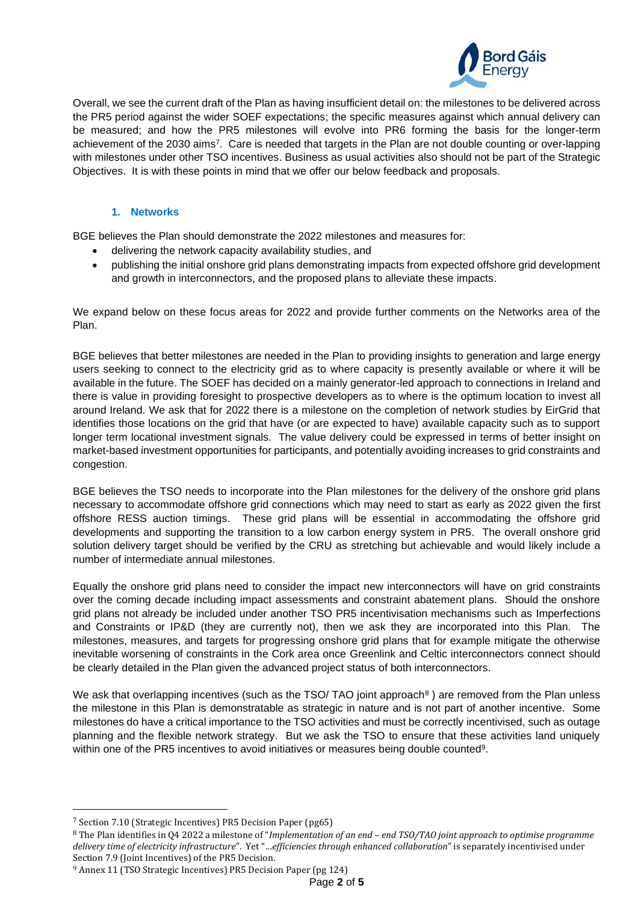Overall, we see the current draft of the Plan as having insufficient detail on: the milestones to be delivered across the PR5 period against the wider SOEF expectations; the specific measures against which annual delivery can be measured; and how the PR5 milestones will evolve into PR6 forming the basis for the longer-term achievement of the 2030 aims[7]. Care is needed that targets in the Plan are not double counting or over-lapping with milestones under other TSO incentives. Business as usual activities also should not be part of the Strategic Objectives. It is with these points in mind that we offer our below feedback and proposals.

### 1. Networks

BGE believes the Plan should demonstrate the 2022 milestones and measures for:

- delivering the network capacity availability studies, and
- publishing the initial onshore grid plans demonstrating impacts from expected offshore grid development and growth in interconnectors, and the proposed plans to alleviate these impacts.

We expand below on these focus areas for 2022 and provide further comments on the Networks area of the Plan.

BGE believes that better milestones are needed in the Plan to providing insights to generation and large energy users seeking to connect to the electricity grid as to where capacity is presently available or where it will be available in the future. The SOEF has decided on a mainly generator-led approach to connections in Ireland and there is value in providing foresight to prospective developers as to where is the optimum location to invest all around Ireland. We ask that for 2022 there is a milestone on the completion of network studies by EirGrid that identifies those locations on the grid that have (or are expected to have) available capacity such as to support longer term locational investment signals. The value delivery could be expressed in terms of better insight on market-based investment opportunities for participants, and potentially avoiding increases to grid constraints and congestion.

BGE believes the TSO needs to incorporate into the Plan milestones for the delivery of the onshore grid plans necessary to accommodate offshore grid connections which may need to start as early as 2022 given the first offshore RESS auction timings. These grid plans will be essential in accommodating the offshore grid developments and supporting the transition to a low carbon energy system in PR5. The overall onshore grid solution delivery target should be verified by the CRU as stretching but achievable and would likely include a number of intermediate annual milestones.

Equally the onshore grid plans need to consider the impact new interconnectors will have on grid constraints over the coming decade including impact assessments and constraint abatement plans. Should the onshore grid plans not already be included under another TSO PR5 incentivisation mechanisms such as Imperfections and Constraints or IP&D (they are currently not), then we ask they are incorporated into this Plan. The milestones, measures, and targets for progressing onshore grid plans that for example mitigate the otherwise inevitable worsening of constraints in the Cork area once Greenlink and Celtic interconnectors connect should be clearly detailed in the Plan given the advanced project status of both interconnectors.

We ask that overlapping incentives (such as the TSO/ TAO joint approach[8] ) are removed from the Plan unless the milestone in this Plan is demonstratable as strategic in nature and is not part of another incentive. Some milestones do have a critical importance to the TSO activities and must be correctly incentivised, such as outage planning and the flexible network strategy. But we ask the TSO to ensure that these activities land uniquely within one of the PR5 incentives to avoid initiatives or measures being double counted[9].

---

[7] Section 7.10 (Strategic Incentives) PR5 Decision Paper (pg65)

[8] The Plan identifies in Q4 2022 a milestone of "*Implementation of an end – end TSO/TAO joint approach to optimise programme delivery time of electricity infrastructure*". Yet "*…efficiencies through enhanced collaboration*" is separately incentivised under Section 7.9 (Joint Incentives) of the PR5 Decision.

[9] Annex 11 (TSO Strategic Incentives) PR5 Decision Paper (pg 124)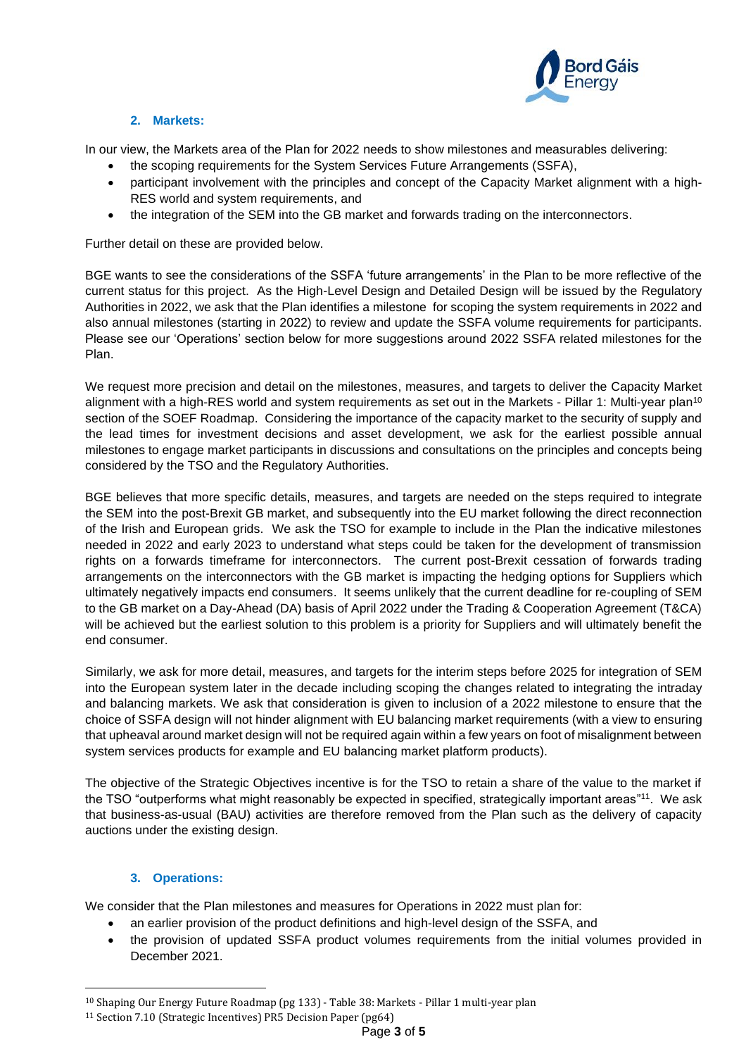## 2. Markets:

In our view, the Markets area of the Plan for 2022 needs to show milestones and measurables delivering:

- the scoping requirements for the System Services Future Arrangements (SSFA),
- participant involvement with the principles and concept of the Capacity Market alignment with a high-RES world and system requirements, and
- the integration of the SEM into the GB market and forwards trading on the interconnectors.

Further detail on these are provided below.

BGE wants to see the considerations of the SSFA 'future arrangements' in the Plan to be more reflective of the current status for this project. As the High-Level Design and Detailed Design will be issued by the Regulatory Authorities in 2022, we ask that the Plan identifies a milestone for scoping the system requirements in 2022 and also annual milestones (starting in 2022) to review and update the SSFA volume requirements for participants. Please see our 'Operations' section below for more suggestions around 2022 SSFA related milestones for the Plan.

We request more precision and detail on the milestones, measures, and targets to deliver the Capacity Market alignment with a high-RES world and system requirements as set out in the Markets - Pillar 1: Multi-year plan[10] section of the SOEF Roadmap. Considering the importance of the capacity market to the security of supply and the lead times for investment decisions and asset development, we ask for the earliest possible annual milestones to engage market participants in discussions and consultations on the principles and concepts being considered by the TSO and the Regulatory Authorities.

BGE believes that more specific details, measures, and targets are needed on the steps required to integrate the SEM into the post-Brexit GB market, and subsequently into the EU market following the direct reconnection of the Irish and European grids. We ask the TSO for example to include in the Plan the indicative milestones needed in 2022 and early 2023 to understand what steps could be taken for the development of transmission rights on a forwards timeframe for interconnectors. The current post-Brexit cessation of forwards trading arrangements on the interconnectors with the GB market is impacting the hedging options for Suppliers which ultimately negatively impacts end consumers. It seems unlikely that the current deadline for re-coupling of SEM to the GB market on a Day-Ahead (DA) basis of April 2022 under the Trading & Cooperation Agreement (T&CA) will be achieved but the earliest solution to this problem is a priority for Suppliers and will ultimately benefit the end consumer.

Similarly, we ask for more detail, measures, and targets for the interim steps before 2025 for integration of SEM into the European system later in the decade including scoping the changes related to integrating the intraday and balancing markets. We ask that consideration is given to inclusion of a 2022 milestone to ensure that the choice of SSFA design will not hinder alignment with EU balancing market requirements (with a view to ensuring that upheaval around market design will not be required again within a few years on foot of misalignment between system services products for example and EU balancing market platform products).

The objective of the Strategic Objectives incentive is for the TSO to retain a share of the value to the market if the TSO "outperforms what might reasonably be expected in specified, strategically important areas"[11]. We ask that business-as-usual (BAU) activities are therefore removed from the Plan such as the delivery of capacity auctions under the existing design.

## 3. Operations:

We consider that the Plan milestones and measures for Operations in 2022 must plan for:

- an earlier provision of the product definitions and high-level design of the SSFA, and
- the provision of updated SSFA product volumes requirements from the initial volumes provided in December 2021.

---

[10] Shaping Our Energy Future Roadmap (pg 133) - Table 38: Markets - Pillar 1 multi-year plan

[11] Section 7.10 (Strategic Incentives) PR5 Decision Paper (pg64)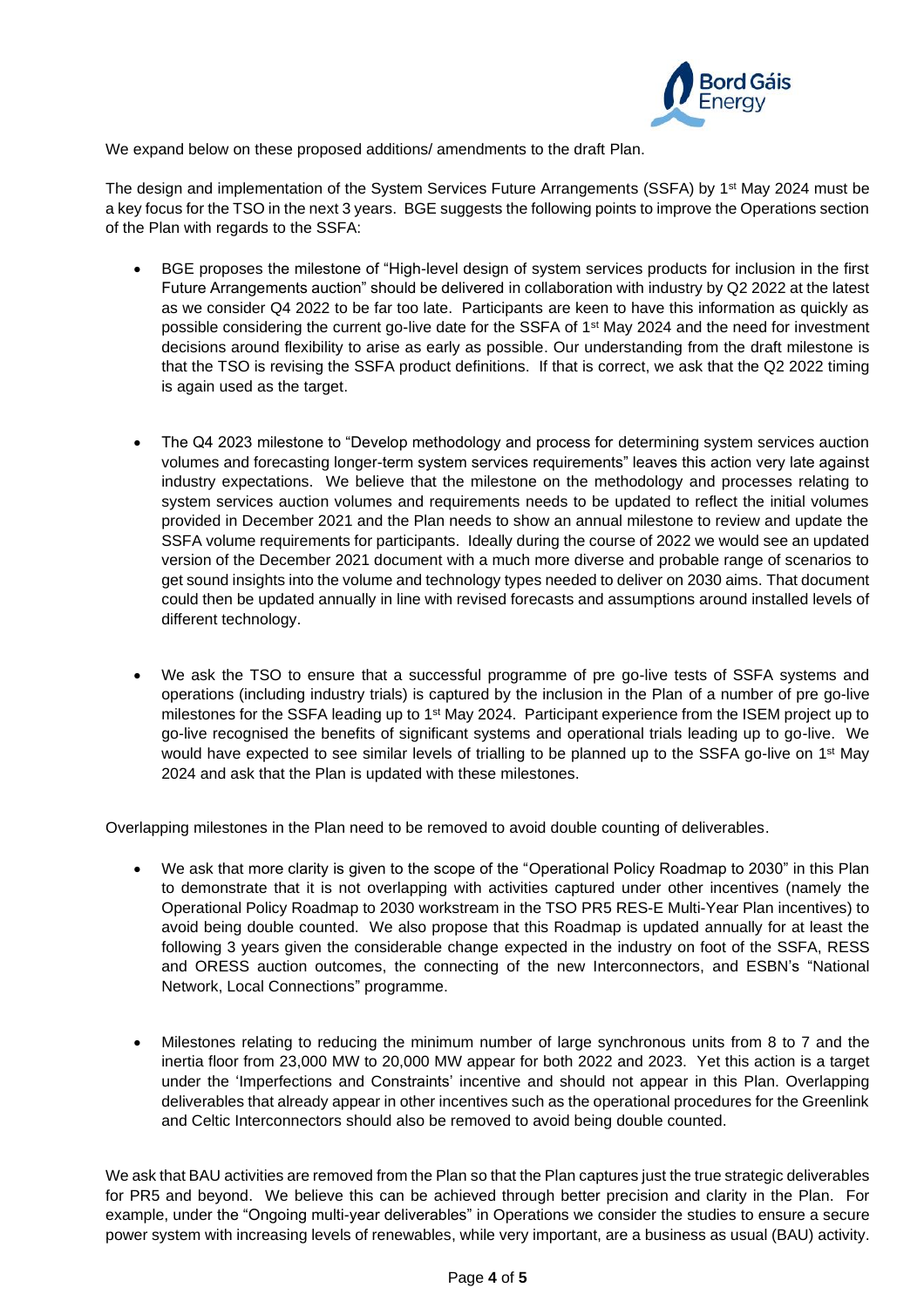We expand below on these proposed additions/ amendments to the draft Plan.

The design and implementation of the System Services Future Arrangements (SSFA) by 1st May 2024 must be a key focus for the TSO in the next 3 years. BGE suggests the following points to improve the Operations section of the Plan with regards to the SSFA:

- BGE proposes the milestone of "High-level design of system services products for inclusion in the first Future Arrangements auction" should be delivered in collaboration with industry by Q2 2022 at the latest as we consider Q4 2022 to be far too late. Participants are keen to have this information as quickly as possible considering the current go-live date for the SSFA of 1st May 2024 and the need for investment decisions around flexibility to arise as early as possible. Our understanding from the draft milestone is that the TSO is revising the SSFA product definitions. If that is correct, we ask that the Q2 2022 timing is again used as the target.

- The Q4 2023 milestone to "Develop methodology and process for determining system services auction volumes and forecasting longer-term system services requirements" leaves this action very late against industry expectations. We believe that the milestone on the methodology and processes relating to system services auction volumes and requirements needs to be updated to reflect the initial volumes provided in December 2021 and the Plan needs to show an annual milestone to review and update the SSFA volume requirements for participants. Ideally during the course of 2022 we would see an updated version of the December 2021 document with a much more diverse and probable range of scenarios to get sound insights into the volume and technology types needed to deliver on 2030 aims. That document could then be updated annually in line with revised forecasts and assumptions around installed levels of different technology.

- We ask the TSO to ensure that a successful programme of pre go-live tests of SSFA systems and operations (including industry trials) is captured by the inclusion in the Plan of a number of pre go-live milestones for the SSFA leading up to 1st May 2024. Participant experience from the ISEM project up to go-live recognised the benefits of significant systems and operational trials leading up to go-live. We would have expected to see similar levels of trialling to be planned up to the SSFA go-live on 1st May 2024 and ask that the Plan is updated with these milestones.

Overlapping milestones in the Plan need to be removed to avoid double counting of deliverables.

- We ask that more clarity is given to the scope of the "Operational Policy Roadmap to 2030" in this Plan to demonstrate that it is not overlapping with activities captured under other incentives (namely the Operational Policy Roadmap to 2030 workstream in the TSO PR5 RES-E Multi-Year Plan incentives) to avoid being double counted. We also propose that this Roadmap is updated annually for at least the following 3 years given the considerable change expected in the industry on foot of the SSFA, RESS and ORESS auction outcomes, the connecting of the new Interconnectors, and ESBN's "National Network, Local Connections" programme.

- Milestones relating to reducing the minimum number of large synchronous units from 8 to 7 and the inertia floor from 23,000 MW to 20,000 MW appear for both 2022 and 2023. Yet this action is a target under the 'Imperfections and Constraints' incentive and should not appear in this Plan. Overlapping deliverables that already appear in other incentives such as the operational procedures for the Greenlink and Celtic Interconnectors should also be removed to avoid being double counted.

We ask that BAU activities are removed from the Plan so that the Plan captures just the true strategic deliverables for PR5 and beyond. We believe this can be achieved through better precision and clarity in the Plan. For example, under the "Ongoing multi-year deliverables" in Operations we consider the studies to ensure a secure power system with increasing levels of renewables, while very important, are a business as usual (BAU) activity.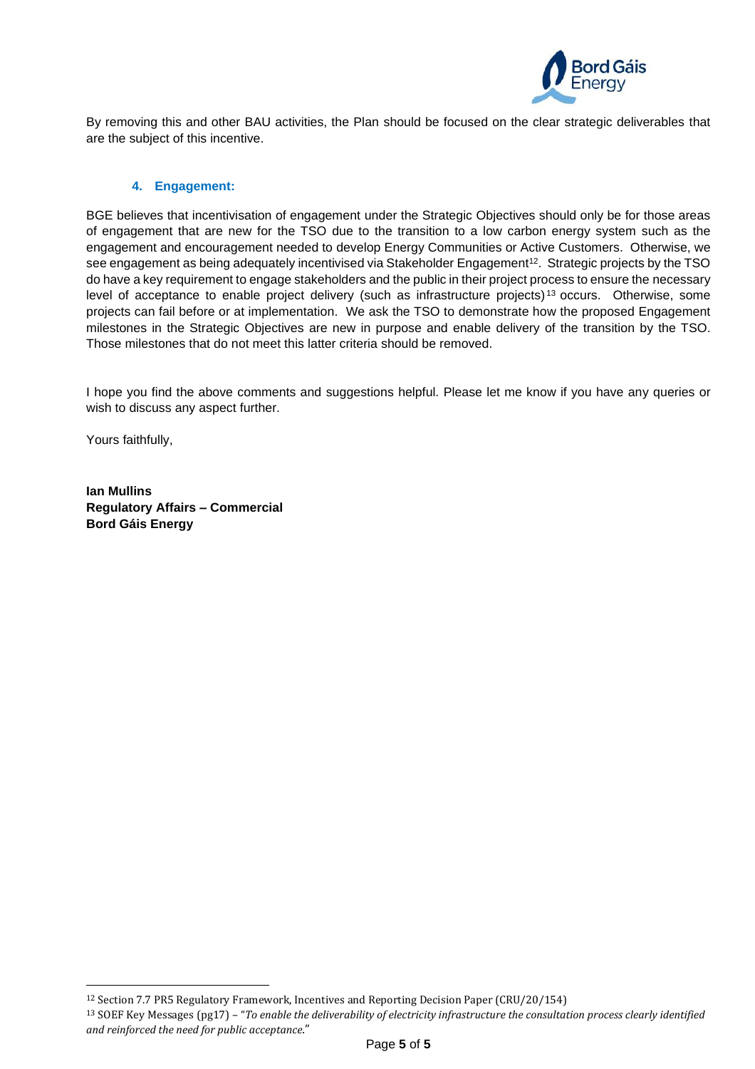By removing this and other BAU activities, the Plan should be focused on the clear strategic deliverables that are the subject of this incentive.

### 4. Engagement:

BGE believes that incentivisation of engagement under the Strategic Objectives should only be for those areas of engagement that are new for the TSO due to the transition to a low carbon energy system such as the engagement and encouragement needed to develop Energy Communities or Active Customers. Otherwise, we see engagement as being adequately incentivised via Stakeholder Engagement[12]. Strategic projects by the TSO do have a key requirement to engage stakeholders and the public in their project process to ensure the necessary level of acceptance to enable project delivery (such as infrastructure projects)[13] occurs. Otherwise, some projects can fail before or at implementation. We ask the TSO to demonstrate how the proposed Engagement milestones in the Strategic Objectives are new in purpose and enable delivery of the transition by the TSO. Those milestones that do not meet this latter criteria should be removed.

I hope you find the above comments and suggestions helpful. Please let me know if you have any queries or wish to discuss any aspect further.

Yours faithfully,

**Ian Mullins**
**Regulatory Affairs – Commercial**
**Bord Gáis Energy**

---

[12] Section 7.7 PR5 Regulatory Framework, Incentives and Reporting Decision Paper (CRU/20/154)

[13] SOEF Key Messages (pg17) – "*To enable the deliverability of electricity infrastructure the consultation process clearly identified and reinforced the need for public acceptance.*"